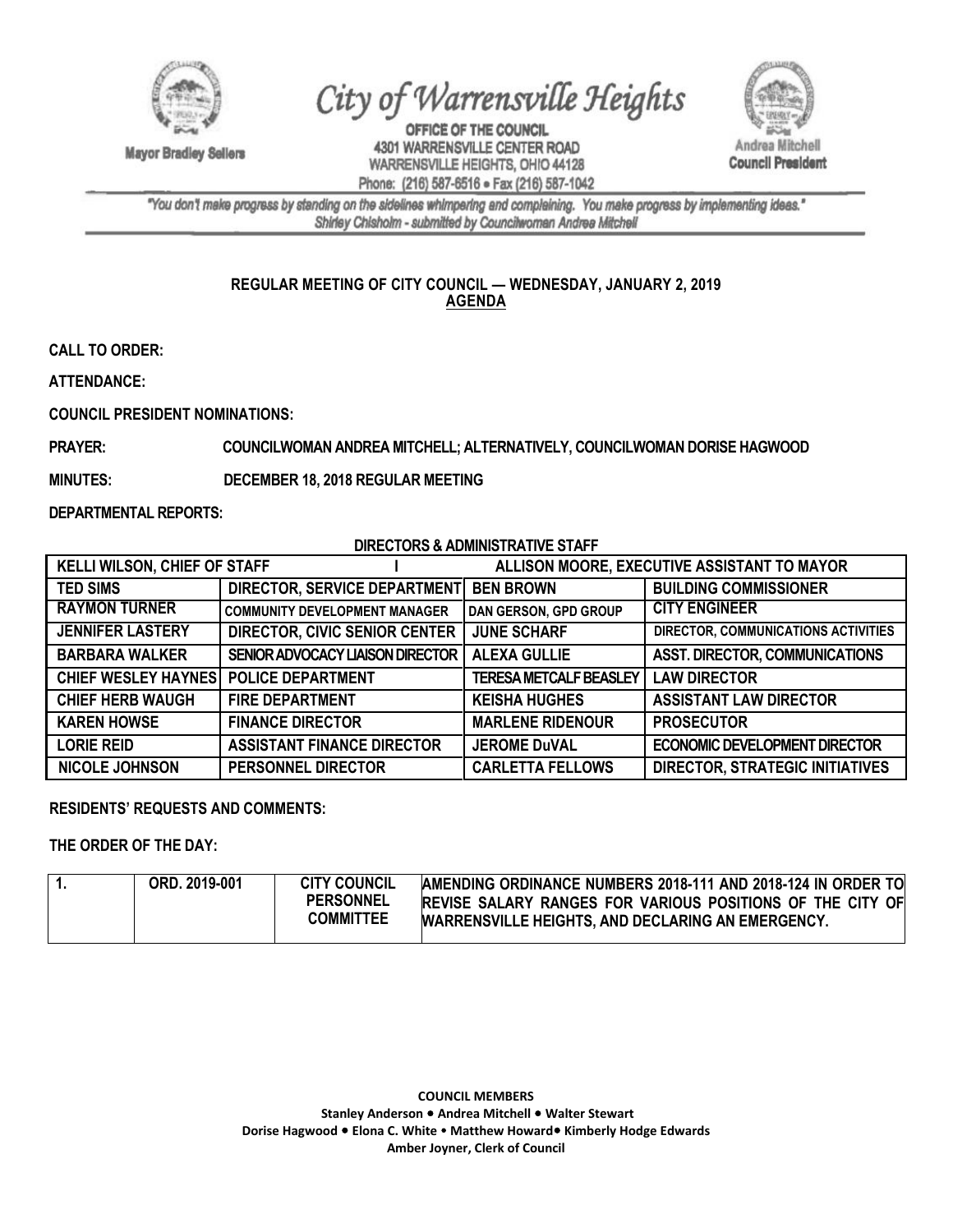# City of Warrensville Heights

**OFFICE OF THE COUNCIL**
4301 WARRENSVILLE CENTER ROAD
WARRENSVILLE HEIGHTS, OHIO 44128
Phone: (216) 587-6516 • Fax (216) 587-1042

Mayor Bradley Sellers

Andrea Mitchell
Council President

*"You don't make progress by standing on the sidelines whimpering and complaining. You make progress by implementing ideas."*
*Shirley Chisholm - submitted by Councilwoman Andrea Mitchell*

**REGULAR MEETING OF CITY COUNCIL — WEDNESDAY, JANUARY 2, 2019**
**AGENDA**

**CALL TO ORDER:**

**ATTENDANCE:**

**COUNCIL PRESIDENT NOMINATIONS:**

**PRAYER:** COUNCILWOMAN ANDREA MITCHELL; ALTERNATIVELY, COUNCILWOMAN DORISE HAGWOOD

**MINUTES:** DECEMBER 18, 2018 REGULAR MEETING

**DEPARTMENTAL REPORTS:**

**DIRECTORS & ADMINISTRATIVE STAFF**

| KELLI WILSON, CHIEF OF STAFF | I | ALLISON MOORE, EXECUTIVE ASSISTANT TO MAYOR | |
|---|---|---|---|
| TED SIMS | DIRECTOR, SERVICE DEPARTMENT | BEN BROWN | BUILDING COMMISSIONER |
| RAYMON TURNER | COMMUNITY DEVELOPMENT MANAGER | DAN GERSON, GPD GROUP | CITY ENGINEER |
| JENNIFER LASTERY | DIRECTOR, CIVIC SENIOR CENTER | JUNE SCHARF | DIRECTOR, COMMUNICATIONS ACTIVITIES |
| BARBARA WALKER | SENIOR ADVOCACY LIAISON DIRECTOR | ALEXA GULLIE | ASST. DIRECTOR, COMMUNICATIONS |
| CHIEF WESLEY HAYNES | POLICE DEPARTMENT | TERESA METCALF BEASLEY | LAW DIRECTOR |
| CHIEF HERB WAUGH | FIRE DEPARTMENT | KEISHA HUGHES | ASSISTANT LAW DIRECTOR |
| KAREN HOWSE | FINANCE DIRECTOR | MARLENE RIDENOUR | PROSECUTOR |
| LORIE REID | ASSISTANT FINANCE DIRECTOR | JEROME DuVAL | ECONOMIC DEVELOPMENT DIRECTOR |
| NICOLE JOHNSON | PERSONNEL DIRECTOR | CARLETTA FELLOWS | DIRECTOR, STRATEGIC INITIATIVES |

**RESIDENTS' REQUESTS AND COMMENTS:**

**THE ORDER OF THE DAY:**

| 1. | ORD. 2019-001 | CITY COUNCIL PERSONNEL COMMITTEE | AMENDING ORDINANCE NUMBERS 2018-111 AND 2018-124 IN ORDER TO REVISE SALARY RANGES FOR VARIOUS POSITIONS OF THE CITY OF WARRENSVILLE HEIGHTS, AND DECLARING AN EMERGENCY. |
|---|---|---|---|

**COUNCIL MEMBERS**
**Stanley Anderson • Andrea Mitchell • Walter Stewart**
**Dorise Hagwood • Elona C. White • Matthew Howard• Kimberly Hodge Edwards**
**Amber Joyner, Clerk of Council**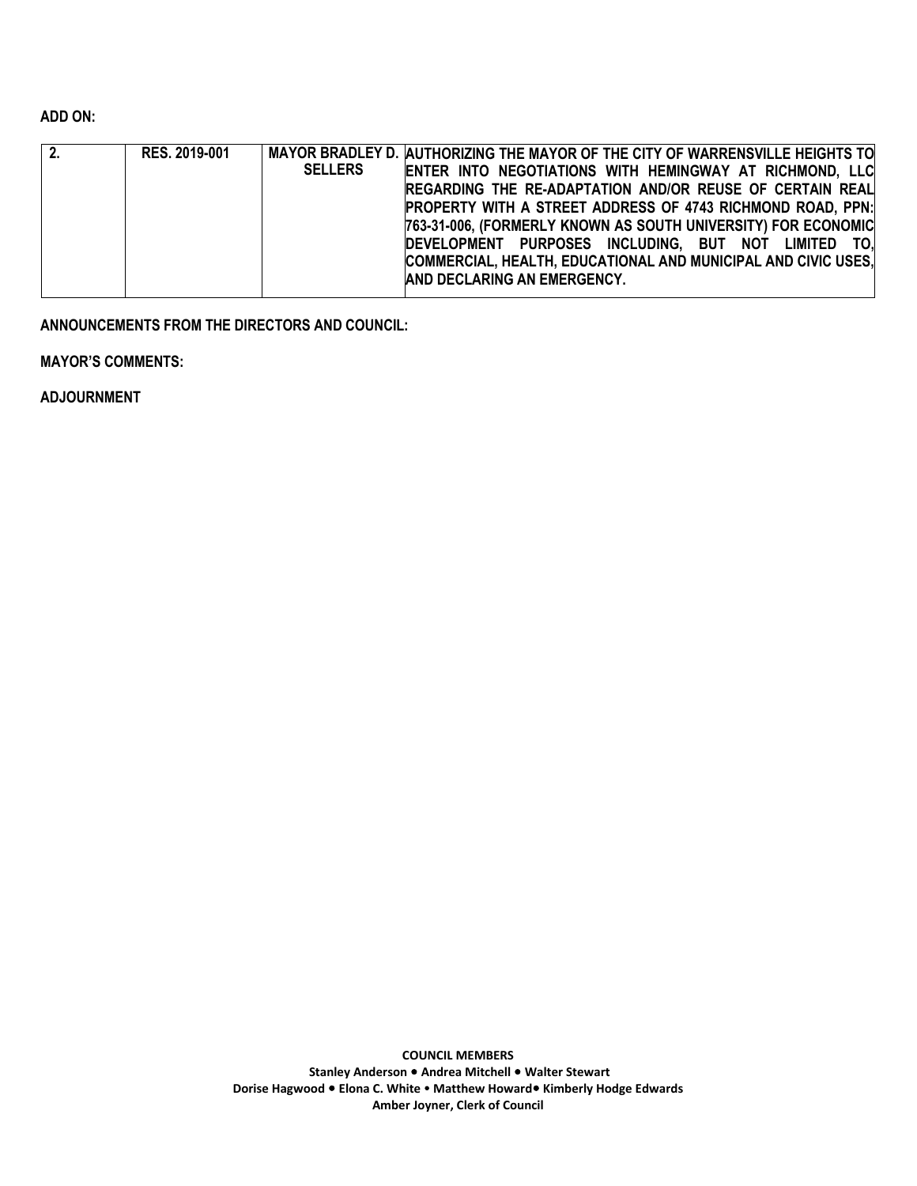**ADD ON:**

| | | | |
|---|---|---|---|
| **2.** | **RES. 2019-001** | **MAYOR BRADLEY D. SELLERS** | **AUTHORIZING THE MAYOR OF THE CITY OF WARRENSVILLE HEIGHTS TO ENTER INTO NEGOTIATIONS WITH HEMINGWAY AT RICHMOND, LLC REGARDING THE RE-ADAPTATION AND/OR REUSE OF CERTAIN REAL PROPERTY WITH A STREET ADDRESS OF 4743 RICHMOND ROAD, PPN: 763-31-006, (FORMERLY KNOWN AS SOUTH UNIVERSITY) FOR ECONOMIC DEVELOPMENT PURPOSES INCLUDING, BUT NOT LIMITED TO, COMMERCIAL, HEALTH, EDUCATIONAL AND MUNICIPAL AND CIVIC USES, AND DECLARING AN EMERGENCY.** |

**ANNOUNCEMENTS FROM THE DIRECTORS AND COUNCIL:**

**MAYOR'S COMMENTS:**

**ADJOURNMENT**

**COUNCIL MEMBERS**

**Stanley Anderson • Andrea Mitchell • Walter Stewart**

**Dorise Hagwood • Elona C. White • Matthew Howard• Kimberly Hodge Edwards**

**Amber Joyner, Clerk of Council**